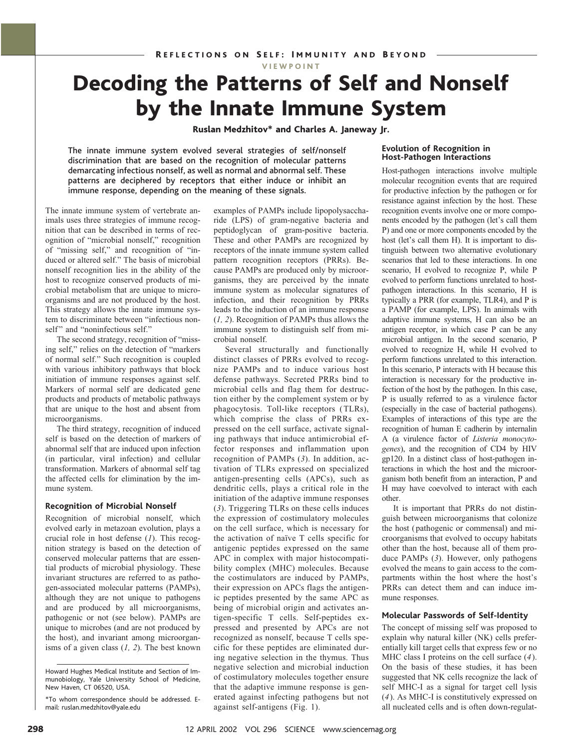REFLECTIONS ON SELF: IMMUNITY AND BEYOND

VIEWPOINT

# Decoding the Patterns of Self and Nonself by the Innate Immune System

**Ruslan Medzhitov* and Charles A. Janeway Jr.**

**The innate immune system evolved several strategies of self/nonself discrimination that are based on the recognition of molecular patterns demarcating infectious nonself, as well as normal and abnormal self. These patterns are deciphered by receptors that either induce or inhibit an immune response, depending on the meaning of these signals.**

The innate immune system of vertebrate animals uses three strategies of immune recognition that can be described in terms of recognition of "microbial nonself," recognition of "missing self," and recognition of "induced or altered self." The basis of microbial nonself recognition lies in the ability of the host to recognize conserved products of microbial metabolism that are unique to microorganisms and are not produced by the host. This strategy allows the innate immune system to discriminate between "infectious nonself" and "noninfectious self."

The second strategy, recognition of "missing self," relies on the detection of "markers of normal self." Such recognition is coupled with various inhibitory pathways that block initiation of immune responses against self. Markers of normal self are dedicated gene products and products of metabolic pathways that are unique to the host and absent from microorganisms.

The third strategy, recognition of induced self is based on the detection of markers of abnormal self that are induced upon infection (in particular, viral infection) and cellular transformation. Markers of abnormal self tag the affected cells for elimination by the immune system.

## Recognition of Microbial Nonself

Recognition of microbial nonself, which evolved early in metazoan evolution, plays a crucial role in host defense (*1*). This recognition strategy is based on the detection of conserved molecular patterns that are essential products of microbial physiology. These invariant structures are referred to as pathogen-associated molecular patterns (PAMPs), although they are not unique to pathogens and are produced by all microorganisms, pathogenic or not (see below). PAMPs are unique to microbes (and are not produced by the host), and invariant among microorganisms of a given class (*1, 2*). The best known examples of PAMPs include lipopolysaccharide (LPS) of gram-negative bacteria and peptidoglycan of gram-positive bacteria. These and other PAMPs are recognized by receptors of the innate immune system called pattern recognition receptors (PRRs). Because PAMPs are produced only by microorganisms, they are perceived by the innate immune system as molecular signatures of infection, and their recognition by PRRs leads to the induction of an immune response (*1, 2*). Recognition of PAMPs thus allows the immune system to distinguish self from microbial nonself.

Several structurally and functionally distinct classes of PRRs evolved to recognize PAMPs and to induce various host defense pathways. Secreted PRRs bind to microbial cells and flag them for destruction either by the complement system or by phagocytosis. Toll-like receptors (TLRs), which comprise the class of PRRs expressed on the cell surface, activate signaling pathways that induce antimicrobial effector responses and inflammation upon recognition of PAMPs (*3*). In addition, activation of TLRs expressed on specialized antigen-presenting cells (APCs), such as dendritic cells, plays a critical role in the initiation of the adaptive immune responses (*3*). Triggering TLRs on these cells induces the expression of costimulatory molecules on the cell surface, which is necessary for the activation of naïve T cells specific for antigenic peptides expressed on the same APC in complex with major histocompatibility complex (MHC) molecules. Because the costimulators are induced by PAMPs, their expression on APCs flags the antigenic peptides presented by the same APC as being of microbial origin and activates antigen-specific T cells. Self-peptides expressed and presented by APCs are not recognized as nonself, because T cells specific for these peptides are eliminated during negative selection in the thymus. Thus negative selection and microbial induction of costimulatory molecules together ensure that the adaptive immune response is generated against infecting pathogens but not against self-antigens (Fig. 1).

## Evolution of Recognition in Host-Pathogen Interactions

Host-pathogen interactions involve multiple molecular recognition events that are required for productive infection by the pathogen or for resistance against infection by the host. These recognition events involve one or more components encoded by the pathogen (let's call them P) and one or more components encoded by the host (let's call them H). It is important to distinguish between two alternative evolutionary scenarios that led to these interactions. In one scenario, H evolved to recognize P, while P evolved to perform functions unrelated to host-pathogen interactions. In this scenario, H is typically a PRR (for example, TLR4), and P is a PAMP (for example, LPS). In animals with adaptive immune systems, H can also be an antigen receptor, in which case P can be any microbial antigen. In the second scenario, P evolved to recognize H, while H evolved to perform functions unrelated to this interaction. In this scenario, P interacts with H because this interaction is necessary for the productive infection of the host by the pathogen. In this case, P is usually referred to as a virulence factor (especially in the case of bacterial pathogens). Examples of interactions of this type are the recognition of human E cadherin by internalin A (a virulence factor of *Listeria monocytogenes*), and the recognition of CD4 by HIV gp120. In a distinct class of host-pathogen interactions in which the host and the microorganism both benefit from an interaction, P and H may have coevolved to interact with each other.

It is important that PRRs do not distinguish between microorganisms that colonize the host (pathogenic or commensal) and microorganisms that evolved to occupy habitats other than the host, because all of them produce PAMPs (*3*). However, only pathogens evolved the means to gain access to the compartments within the host where the host's PRRs can detect them and can induce immune responses.

## Molecular Passwords of Self-Identity

The concept of missing self was proposed to explain why natural killer (NK) cells preferentially kill target cells that express few or no MHC class I proteins on the cell surface (*4*). On the basis of these studies, it has been suggested that NK cells recognize the lack of self MHC-I as a signal for target cell lysis (*4*). As MHC-I is constitutively expressed on all nucleated cells and is often down-regulat-

Howard Hughes Medical Institute and Section of Immunobiology, Yale University School of Medicine, New Haven, CT 06520, USA.

*To whom correspondence should be addressed. E-mail: ruslan.medzhitov@yale.edu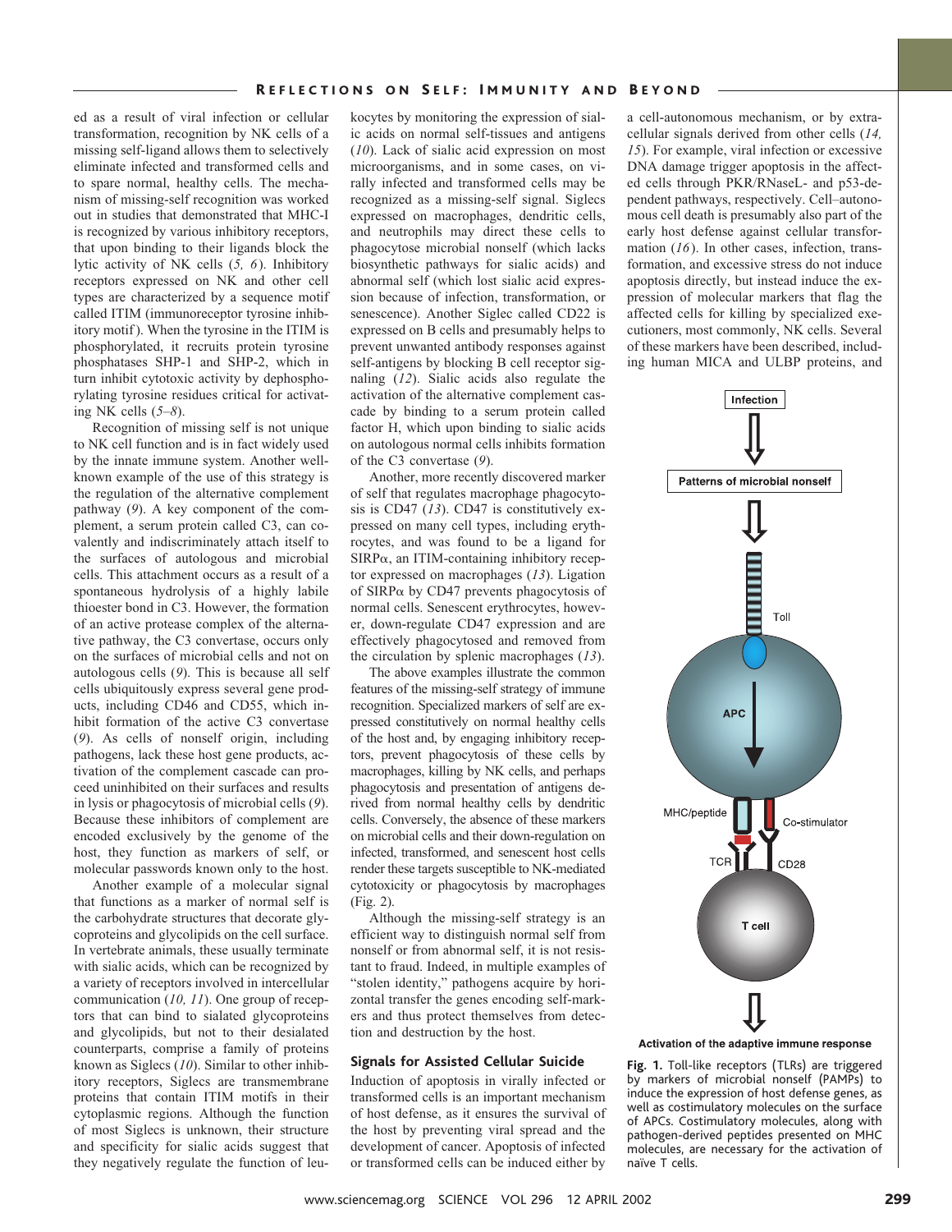ed as a result of viral infection or cellular transformation, recognition by NK cells of a missing self-ligand allows them to selectively eliminate infected and transformed cells and to spare normal, healthy cells. The mechanism of missing-self recognition was worked out in studies that demonstrated that MHC-I is recognized by various inhibitory receptors, that upon binding to their ligands block the lytic activity of NK cells (*5, 6*). Inhibitory receptors expressed on NK and other cell types are characterized by a sequence motif called ITIM (immunoreceptor tyrosine inhibitory motif). When the tyrosine in the ITIM is phosphorylated, it recruits protein tyrosine phosphatases SHP-1 and SHP-2, which in turn inhibit cytotoxic activity by dephosphorylating tyrosine residues critical for activating NK cells (*5–8*).

Recognition of missing self is not unique to NK cell function and is in fact widely used by the innate immune system. Another well-known example of the use of this strategy is the regulation of the alternative complement pathway (*9*). A key component of the complement, a serum protein called C3, can covalently and indiscriminately attach itself to the surfaces of autologous and microbial cells. This attachment occurs as a result of a spontaneous hydrolysis of a highly labile thioester bond in C3. However, the formation of an active protease complex of the alternative pathway, the C3 convertase, occurs only on the surfaces of microbial cells and not on autologous cells (*9*). This is because all self cells ubiquitously express several gene products, including CD46 and CD55, which inhibit formation of the active C3 convertase (*9*). As cells of nonself origin, including pathogens, lack these host gene products, activation of the complement cascade can proceed uninhibited on their surfaces and results in lysis or phagocytosis of microbial cells (*9*). Because these inhibitors of complement are encoded exclusively by the genome of the host, they function as markers of self, or molecular passwords known only to the host.

Another example of a molecular signal that functions as a marker of normal self is the carbohydrate structures that decorate glycoproteins and glycolipids on the cell surface. In vertebrate animals, these usually terminate with sialic acids, which can be recognized by a variety of receptors involved in intercellular communication (*10, 11*). One group of receptors that can bind to sialated glycoproteins and glycolipids, but not to their desialated counterparts, comprise a family of proteins known as Siglecs (*10*). Similar to other inhibitory receptors, Siglecs are transmembrane proteins that contain ITIM motifs in their cytoplasmic regions. Although the function of most Siglecs is unknown, their structure and specificity for sialic acids suggest that they negatively regulate the function of leukocytes by monitoring the expression of sialic acids on normal self-tissues and antigens (*10*). Lack of sialic acid expression on most microorganisms, and in some cases, on virally infected and transformed cells may be recognized as a missing-self signal. Siglecs expressed on macrophages, dendritic cells, and neutrophils may direct these cells to phagocytose microbial nonself (which lacks biosynthetic pathways for sialic acids) and abnormal self (which lost sialic acid expression because of infection, transformation, or senescence). Another Siglec called CD22 is expressed on B cells and presumably helps to prevent unwanted antibody responses against self-antigens by blocking B cell receptor signaling (*12*). Sialic acids also regulate the activation of the alternative complement cascade by binding to a serum protein called factor H, which upon binding to sialic acids on autologous normal cells inhibits formation of the C3 convertase (*9*).

Another, more recently discovered marker of self that regulates macrophage phagocytosis is CD47 (*13*). CD47 is constitutively expressed on many cell types, including erythrocytes, and was found to be a ligand for SIRPα, an ITIM-containing inhibitory receptor expressed on macrophages (*13*). Ligation of SIRPα by CD47 prevents phagocytosis of normal cells. Senescent erythrocytes, however, down-regulate CD47 expression and are effectively phagocytosed and removed from the circulation by splenic macrophages (*13*).

The above examples illustrate the common features of the missing-self strategy of immune recognition. Specialized markers of self are expressed constitutively on normal healthy cells of the host and, by engaging inhibitory receptors, prevent phagocytosis of these cells by macrophages, killing by NK cells, and perhaps phagocytosis and presentation of antigens derived from normal healthy cells by dendritic cells. Conversely, the absence of these markers on microbial cells and their down-regulation on infected, transformed, and senescent host cells render these targets susceptible to NK-mediated cytotoxicity or phagocytosis by macrophages (Fig. 2).

Although the missing-self strategy is an efficient way to distinguish normal self from nonself or from abnormal self, it is not resistant to fraud. Indeed, in multiple examples of "stolen identity," pathogens acquire by horizontal transfer the genes encoding self-markers and thus protect themselves from detection and destruction by the host.

## Signals for Assisted Cellular Suicide

Induction of apoptosis in virally infected or transformed cells is an important mechanism of host defense, as it ensures the survival of the host by preventing viral spread and the development of cancer. Apoptosis of infected or transformed cells can be induced either by a cell-autonomous mechanism, or by extracellular signals derived from other cells (*14, 15*). For example, viral infection or excessive DNA damage trigger apoptosis in the affected cells through PKR/RNaseL- and p53-dependent pathways, respectively. Cell–autonomous cell death is presumably also part of the early host defense against cellular transformation (*16*). In other cases, infection, transformation, and excessive stress do not induce apoptosis directly, but instead induce the expression of molecular markers that flag the affected cells for killing by specialized executioners, most commonly, NK cells. Several of these markers have been described, including human MICA and ULBP proteins, and

Infection

Patterns of microbial nonself

Toll

APC

MHC/peptide

Co-stimulator

TCR

CD28

T cell

Activation of the adaptive immune response

**Fig. 1.** Toll-like receptors (TLRs) are triggered by markers of microbial nonself (PAMPs) to induce the expression of host defense genes, as well as costimulatory molecules on the surface of APCs. Costimulatory molecules, along with pathogen-derived peptides presented on MHC molecules, are necessary for the activation of naïve T cells.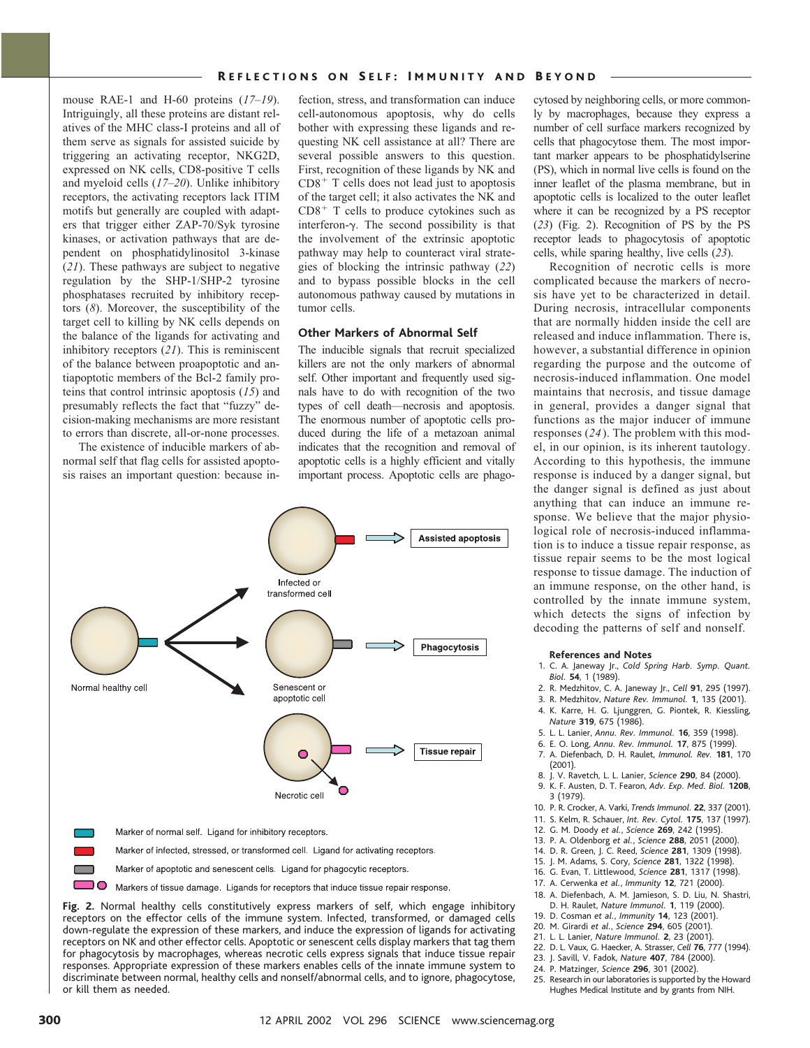mouse RAE-1 and H-60 proteins (*17–19*). Intriguingly, all these proteins are distant relatives of the MHC class-I proteins and all of them serve as signals for assisted suicide by triggering an activating receptor, NKG2D, expressed on NK cells, CD8-positive T cells and myeloid cells (*17–20*). Unlike inhibitory receptors, the activating receptors lack ITIM motifs but generally are coupled with adapters that trigger either ZAP-70/Syk tyrosine kinases, or activation pathways that are dependent on phosphatidylinositol 3-kinase (*21*). These pathways are subject to negative regulation by the SHP-1/SHP-2 tyrosine phosphatases recruited by inhibitory receptors (*8*). Moreover, the susceptibility of the target cell to killing by NK cells depends on the balance of the ligands for activating and inhibitory receptors (*21*). This is reminiscent of the balance between proapoptotic and antiapoptotic members of the Bcl-2 family proteins that control intrinsic apoptosis (*15*) and presumably reflects the fact that "fuzzy" decision-making mechanisms are more resistant to errors than discrete, all-or-none processes.

The existence of inducible markers of abnormal self that flag cells for assisted apoptosis raises an important question: because infection, stress, and transformation can induce cell-autonomous apoptosis, why do cells bother with expressing these ligands and requesting NK cell assistance at all? There are several possible answers to this question. First, recognition of these ligands by NK and $CD8^+$ T cells does not lead just to apoptosis of the target cell; it also activates the NK and $CD8^+$ T cells to produce cytokines such as interferon-γ. The second possibility is that the involvement of the extrinsic apoptotic pathway may help to counteract viral strategies of blocking the intrinsic pathway (*22*) and to bypass possible blocks in the cell autonomous pathway caused by mutations in tumor cells.

### Other Markers of Abnormal Self

The inducible signals that recruit specialized killers are not the only markers of abnormal self. Other important and frequently used signals have to do with recognition of the two types of cell death—necrosis and apoptosis. The enormous number of apoptotic cells produced during the life of a metazoan animal indicates that the recognition and removal of apoptotic cells is a highly efficient and vitally important process. Apoptotic cells are phagocytosed by neighboring cells, or more commonly by macrophages, because they express a number of cell surface markers recognized by cells that phagocytose them. The most important marker appears to be phosphatidylserine (PS), which in normal live cells is found on the inner leaflet of the plasma membrane, but in apoptotic cells is localized to the outer leaflet where it can be recognized by a PS receptor (*23*) (Fig. 2). Recognition of PS by the PS receptor leads to phagocytosis of apoptotic cells, while sparing healthy, live cells (*23*).

Recognition of necrotic cells is more complicated because the markers of necrosis have yet to be characterized in detail. During necrosis, intracellular components that are normally hidden inside the cell are released and induce inflammation. There is, however, a substantial difference in opinion regarding the purpose and the outcome of necrosis-induced inflammation. One model maintains that necrosis, and tissue damage in general, provides a danger signal that functions as the major inducer of immune responses (*24*). The problem with this model, in our opinion, is its inherent tautology. According to this hypothesis, the immune response is induced by a danger signal, but the danger signal is defined as just about anything that can induce an immune response. We believe that the major physiological role of necrosis-induced inflammation is to induce a tissue repair response, as tissue repair seems to be the most logical response to tissue damage. The induction of an immune response, on the other hand, is controlled by the innate immune system, which detects the signs of infection by decoding the patterns of self and nonself.

Assisted apoptosis
Infected or transformed cell
Normal healthy cell
Phagocytosis
Senescent or apoptotic cell
Tissue repair
Necrotic cell

Marker of normal self. Ligand for inhibitory receptors.
Marker of infected, stressed, or transformed cell. Ligand for activating receptors.
Marker of apoptotic and senescent cells. Ligand for phagocytic receptors.
Markers of tissue damage. Ligands for receptors that induce tissue repair response.

**Fig. 2.** Normal healthy cells constitutively express markers of self, which engage inhibitory receptors on the effector cells of the immune system. Infected, transformed, or damaged cells down-regulate the expression of these markers, and induce the expression of ligands for activating receptors on NK and other effector cells. Apoptotic or senescent cells display markers that tag them for phagocytosis by macrophages, whereas necrotic cells express signals that induce tissue repair responses. Appropriate expression of these markers enables cells of the innate immune system to discriminate between normal, healthy cells and nonself/abnormal cells, and to ignore, phagocytose, or kill them as needed.

#### References and Notes

1. C. A. Janeway Jr., *Cold Spring Harb. Symp. Quant. Biol.* **54**, 1 (1989).
2. R. Medzhitov, C. A. Janeway Jr., *Cell* **91**, 295 (1997).
3. R. Medzhitov, *Nature Rev. Immunol.* **1**, 135 (2001).
4. K. Karre, H. G. Ljunggren, G. Piontek, R. Kiessling, *Nature* **319**, 675 (1986).
5. L. L. Lanier, *Annu. Rev. Immunol.* **16**, 359 (1998).
6. E. O. Long, *Annu. Rev. Immunol.* **17**, 875 (1999).
7. A. Diefenbach, D. H. Raulet, *Immunol. Rev.* **181**, 170 (2001).
8. J. V. Ravetch, L. L. Lanier, *Science* **290**, 84 (2000).
9. K. F. Austen, D. T. Fearon, *Adv. Exp. Med. Biol.* **120B**, 3 (1979).
10. P. R. Crocker, A. Varki, *Trends Immunol.* **22**, 337 (2001).
11. S. Kelm, R. Schauer, *Int. Rev. Cytol.* **175**, 137 (1997).
12. G. M. Doody *et al.*, *Science* **269**, 242 (1995).
13. P. A. Oldenborg *et al.*, *Science* **288**, 2051 (2000).
14. D. R. Green, J. C. Reed, *Science* **281**, 1309 (1998).
15. J. M. Adams, S. Cory, *Science* **281**, 1322 (1998).
16. G. Evan, T. Littlewood, *Science* **281**, 1317 (1998).
17. A. Cerwenka *et al.*, *Immunity* **12**, 721 (2000).
18. A. Diefenbach, A. M. Jamieson, S. D. Liu, N. Shastri, D. H. Raulet, *Nature Immunol.* **1**, 119 (2000).
19. D. Cosman *et al.*, *Immunity* **14**, 123 (2001).
20. M. Girardi *et al.*, *Science* **294**, 605 (2001).
21. L. L. Lanier, *Nature Immunol.* **2**, 23 (2001).
22. D. L. Vaux, G. Haecker, A. Strasser, *Cell* **76**, 777 (1994).
23. J. Savill, V. Fadok, *Nature* **407**, 784 (2000).
24. P. Matzinger, *Science* **296**, 301 (2002).
25. Research in our laboratories is supported by the Howard Hughes Medical Institute and by grants from NIH.